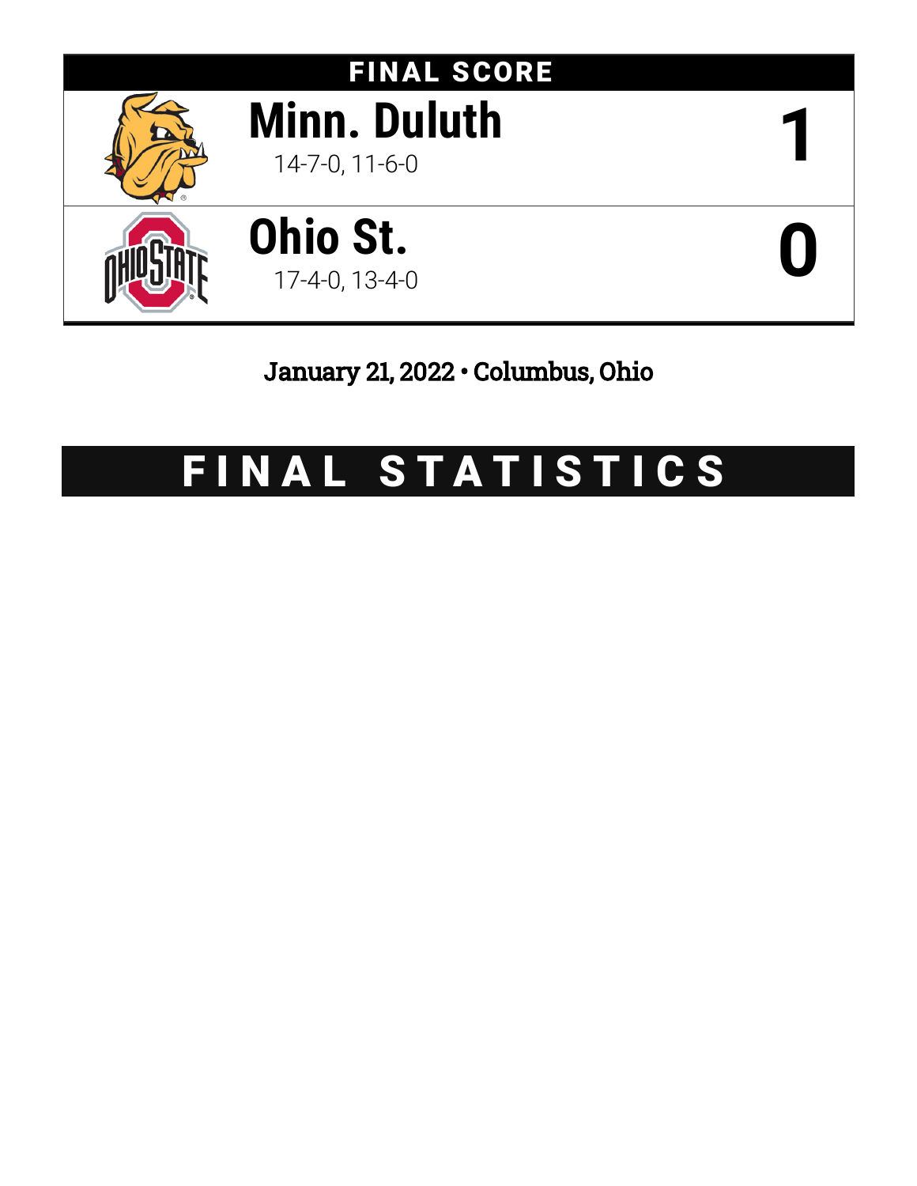# FINAL SCORE

| Team | Record | Score |
| --- | --- | --- |
| **Minn. Duluth** | 14-7-0, 11-6-0 | **1** |
| **Ohio St.** | 17-4-0, 13-4-0 | **0** |

**January 21, 2022 • Columbus, Ohio**

# FINAL STATISTICS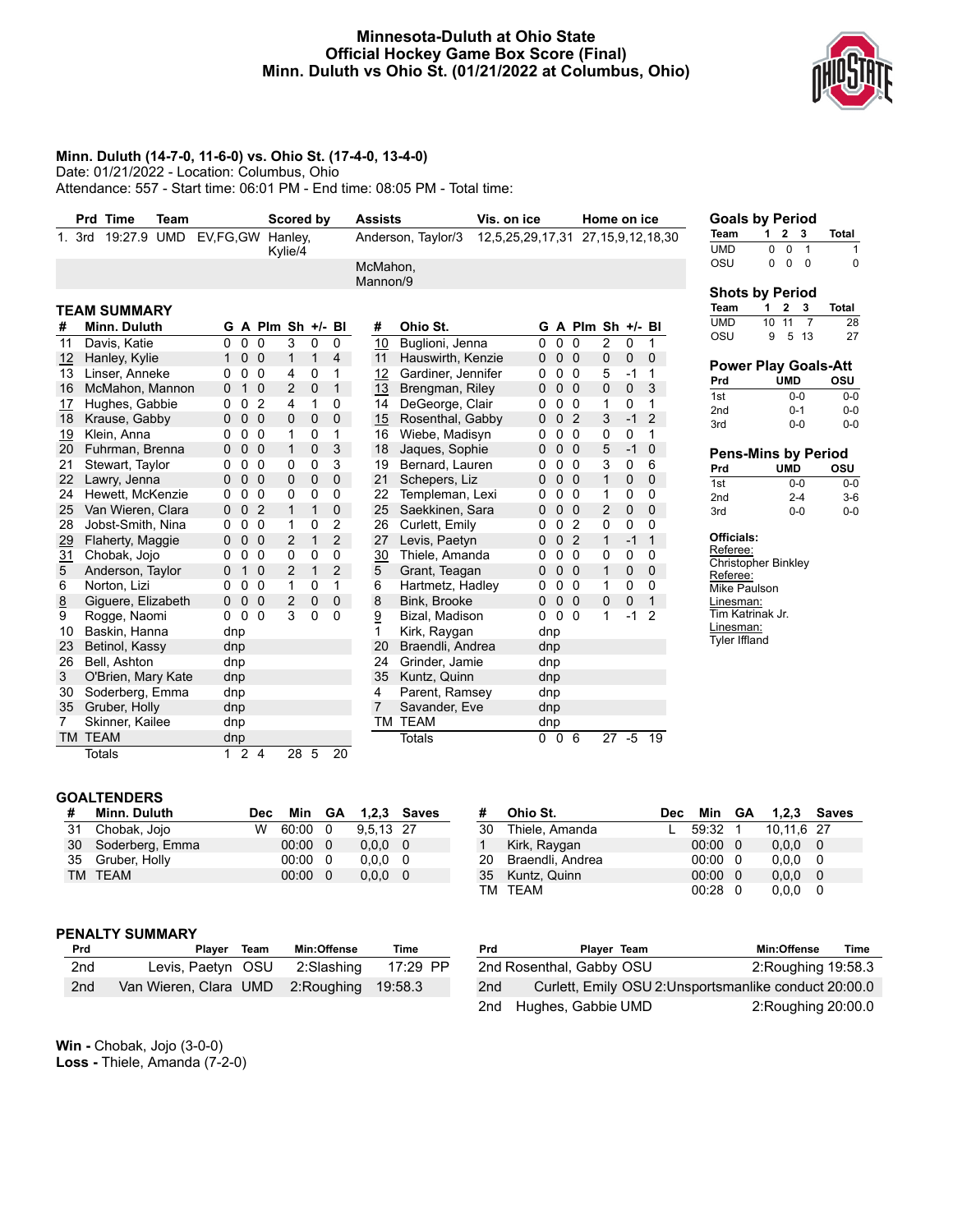# Minnesota-Duluth at Ohio State
## Official Hockey Game Box Score (Final)
## Minn. Duluth vs Ohio St. (01/21/2022 at Columbus, Ohio)

**Minn. Duluth (14-7-0, 11-6-0) vs. Ohio St. (17-4-0, 13-4-0)**
Date: 01/21/2022 - Location: Columbus, Ohio
Attendance: 557 - Start time: 06:01 PM - End time: 08:05 PM - Total time:

| | Prd | Time | Team | | Scored by | Assists | Vis. on ice | Home on ice |
|---|---|---|---|---|---|---|---|---|
| 1. | 3rd | 19:27.9 | UMD | EV,FG,GW | Hanley, Kylie/4 | Anderson, Taylor/3 McMahon, Mannon/9 | 12,5,25,29,17,31 | 27,15,9,12,18,30 |

**Goals by Period**

| Team | 1 | 2 | 3 | Total |
|---|---|---|---|---|
| UMD | 0 | 0 | 1 | 1 |
| OSU | 0 | 0 | 0 | 0 |

**Shots by Period**

| Team | 1 | 2 | 3 | Total |
|---|---|---|---|---|
| UMD | 10 | 11 | 7 | 28 |
| OSU | 9 | 5 | 13 | 27 |

**Power Play Goals-Att**

| Prd | UMD | OSU |
|---|---|---|
| 1st | 0-0 | 0-0 |
| 2nd | 0-1 | 0-0 |
| 3rd | 0-0 | 0-0 |

**Pens-Mins by Period**

| Prd | UMD | OSU |
|---|---|---|
| 1st | 0-0 | 0-0 |
| 2nd | 2-4 | 3-6 |
| 3rd | 0-0 | 0-0 |

**Officials:**
Referee: Christopher Binkley
Referee: Mike Paulson
Linesman: Tim Katrinak Jr.
Linesman: Tyler Iffland

### TEAM SUMMARY

| # | Minn. Duluth | G | A | Plm | Sh | +/- | Bl |
|---|---|---|---|---|---|---|---|
| 11 | Davis, Katie | 0 | 0 | 0 | 3 | 0 | 0 |
| 12 | Hanley, Kylie | 1 | 0 | 0 | 1 | 1 | 4 |
| 13 | Linser, Anneke | 0 | 0 | 0 | 4 | 0 | 1 |
| 16 | McMahon, Mannon | 0 | 1 | 0 | 2 | 0 | 1 |
| 17 | Hughes, Gabbie | 0 | 0 | 2 | 4 | 1 | 0 |
| 18 | Krause, Gabby | 0 | 0 | 0 | 0 | 0 | 0 |
| 19 | Klein, Anna | 0 | 0 | 0 | 1 | 0 | 1 |
| 20 | Fuhrman, Brenna | 0 | 0 | 0 | 1 | 0 | 3 |
| 21 | Stewart, Taylor | 0 | 0 | 0 | 0 | 0 | 3 |
| 22 | Lawry, Jenna | 0 | 0 | 0 | 0 | 0 | 0 |
| 24 | Hewett, McKenzie | 0 | 0 | 0 | 0 | 0 | 0 |
| 25 | Van Wieren, Clara | 0 | 0 | 2 | 1 | 1 | 0 |
| 28 | Jobst-Smith, Nina | 0 | 0 | 0 | 1 | 0 | 2 |
| 29 | Flaherty, Maggie | 0 | 0 | 0 | 2 | 1 | 2 |
| 31 | Chobak, Jojo | 0 | 0 | 0 | 0 | 0 | 0 |
| 5 | Anderson, Taylor | 0 | 1 | 0 | 2 | 1 | 2 |
| 6 | Norton, Lizi | 0 | 0 | 0 | 1 | 0 | 1 |
| 8 | Giguere, Elizabeth | 0 | 0 | 0 | 2 | 0 | 0 |
| 9 | Rogge, Naomi | 0 | 0 | 0 | 3 | 0 | 0 |
| 10 | Baskin, Hanna | dnp | | | | | |
| 23 | Betinol, Kassy | dnp | | | | | |
| 26 | Bell, Ashton | dnp | | | | | |
| 3 | O'Brien, Mary Kate | dnp | | | | | |
| 30 | Soderberg, Emma | dnp | | | | | |
| 35 | Gruber, Holly | dnp | | | | | |
| 7 | Skinner, Kailee | dnp | | | | | |
| TM | TEAM | dnp | | | | | |
| | Totals | 1 | 2 | 4 | 28 | 5 | 20 |

| # | Ohio St. | G | A | Plm | Sh | +/- | Bl |
|---|---|---|---|---|---|---|---|
| 10 | Buglioni, Jenna | 0 | 0 | 0 | 2 | 0 | 1 |
| 11 | Hauswirth, Kenzie | 0 | 0 | 0 | 0 | 0 | 0 |
| 12 | Gardiner, Jennifer | 0 | 0 | 0 | 5 | -1 | 1 |
| 13 | Brengman, Riley | 0 | 0 | 0 | 0 | 0 | 3 |
| 14 | DeGeorge, Clair | 0 | 0 | 0 | 1 | 0 | 1 |
| 15 | Rosenthal, Gabby | 0 | 0 | 2 | 3 | -1 | 2 |
| 16 | Wiebe, Madisyn | 0 | 0 | 0 | 0 | 0 | 1 |
| 18 | Jaques, Sophie | 0 | 0 | 0 | 5 | -1 | 0 |
| 19 | Bernard, Lauren | 0 | 0 | 0 | 3 | 0 | 6 |
| 21 | Schepers, Liz | 0 | 0 | 0 | 1 | 0 | 0 |
| 22 | Templeman, Lexi | 0 | 0 | 0 | 1 | 0 | 0 |
| 25 | Saekkinen, Sara | 0 | 0 | 0 | 2 | 0 | 0 |
| 26 | Curlett, Emily | 0 | 0 | 2 | 0 | 0 | 0 |
| 27 | Levis, Paetyn | 0 | 0 | 2 | 1 | -1 | 1 |
| 30 | Thiele, Amanda | 0 | 0 | 0 | 0 | 0 | 0 |
| 5 | Grant, Teagan | 0 | 0 | 0 | 1 | 0 | 0 |
| 6 | Hartmetz, Hadley | 0 | 0 | 0 | 1 | 0 | 0 |
| 8 | Bink, Brooke | 0 | 0 | 0 | 0 | 0 | 1 |
| 9 | Bizal, Madison | 0 | 0 | 0 | 1 | -1 | 2 |
| 1 | Kirk, Raygan | dnp | | | | | |
| 20 | Braendli, Andrea | dnp | | | | | |
| 24 | Grinder, Jamie | dnp | | | | | |
| 35 | Kuntz, Quinn | dnp | | | | | |
| 4 | Parent, Ramsey | dnp | | | | | |
| 7 | Savander, Eve | dnp | | | | | |
| TM | TEAM | dnp | | | | | |
| | Totals | 0 | 0 | 6 | 27 | -5 | 19 |

### GOALTENDERS

| # | Minn. Duluth | Dec | Min | GA | 1,2,3 | Saves |
|---|---|---|---|---|---|---|
| 31 | Chobak, Jojo | W | 60:00 | 0 | 9,5,13 | 27 |
| 30 | Soderberg, Emma | | 00:00 | 0 | 0,0,0 | 0 |
| 35 | Gruber, Holly | | 00:00 | 0 | 0,0,0 | 0 |
| TM | TEAM | | 00:00 | 0 | 0,0,0 | 0 |

| # | Ohio St. | Dec | Min | GA | 1,2,3 | Saves |
|---|---|---|---|---|---|---|
| 30 | Thiele, Amanda | L | 59:32 | 1 | 10,11,6 | 27 |
| 1 | Kirk, Raygan | | 00:00 | 0 | 0,0,0 | 0 |
| 20 | Braendli, Andrea | | 00:00 | 0 | 0,0,0 | 0 |
| 35 | Kuntz, Quinn | | 00:00 | 0 | 0,0,0 | 0 |
| TM | TEAM | | 00:28 | 0 | 0,0,0 | 0 |

### PENALTY SUMMARY

| Prd | Player | Team | Min:Offense | Time |
|---|---|---|---|---|
| 2nd | Levis, Paetyn | OSU | 2:Slashing | 17:29 PP |
| 2nd | Van Wieren, Clara | UMD | 2:Roughing | 19:58.3 |
| 2nd | Rosenthal, Gabby | OSU | 2:Roughing | 19:58.3 |
| 2nd | Curlett, Emily | OSU | 2:Unsportsmanlike conduct | 20:00.0 |
| 2nd | Hughes, Gabbie | UMD | 2:Roughing | 20:00.0 |

**Win -** Chobak, Jojo (3-0-0)
**Loss -** Thiele, Amanda (7-2-0)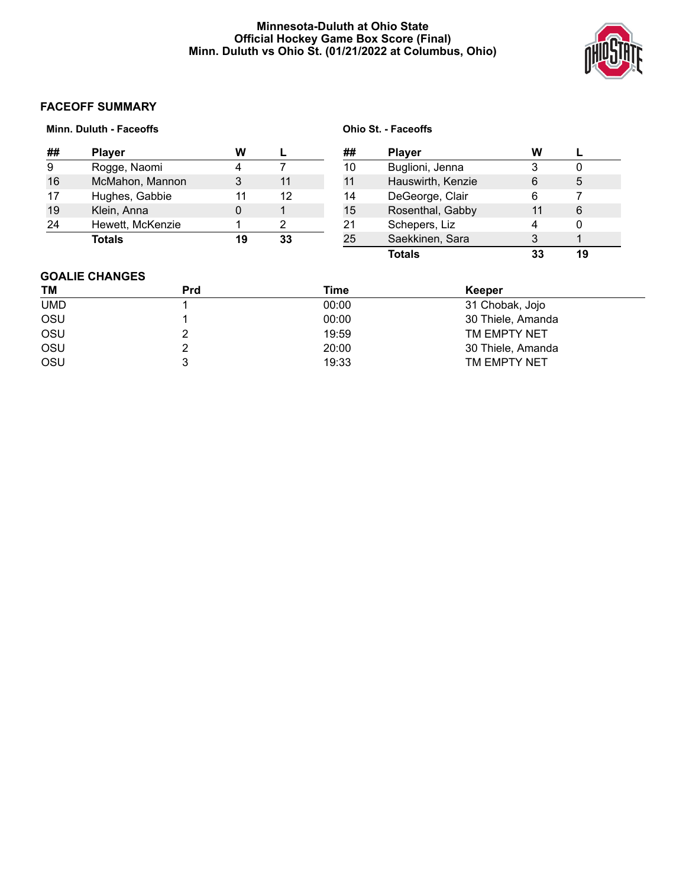**Minnesota-Duluth at Ohio State**
**Official Hockey Game Box Score (Final)**
**Minn. Duluth vs Ohio St. (01/21/2022 at Columbus, Ohio)**

## FACEOFF SUMMARY

**Minn. Duluth - Faceoffs**

| ## | Player | W | L |
|---|---|---|---|
| 9 | Rogge, Naomi | 4 | 7 |
| 16 | McMahon, Mannon | 3 | 11 |
| 17 | Hughes, Gabbie | 11 | 12 |
| 19 | Klein, Anna | 0 | 1 |
| 24 | Hewett, McKenzie | 1 | 2 |
| | **Totals** | **19** | **33** |

**Ohio St. - Faceoffs**

| ## | Player | W | L |
|---|---|---|---|
| 10 | Buglioni, Jenna | 3 | 0 |
| 11 | Hauswirth, Kenzie | 6 | 5 |
| 14 | DeGeorge, Clair | 6 | 7 |
| 15 | Rosenthal, Gabby | 11 | 6 |
| 21 | Schepers, Liz | 4 | 0 |
| 25 | Saekkinen, Sara | 3 | 1 |
| | **Totals** | **33** | **19** |

## GOALIE CHANGES

| TM | Prd | Time | Keeper |
|---|---|---|---|
| UMD | 1 | 00:00 | 31 Chobak, Jojo |
| OSU | 1 | 00:00 | 30 Thiele, Amanda |
| OSU | 2 | 19:59 | TM EMPTY NET |
| OSU | 2 | 20:00 | 30 Thiele, Amanda |
| OSU | 3 | 19:33 | TM EMPTY NET |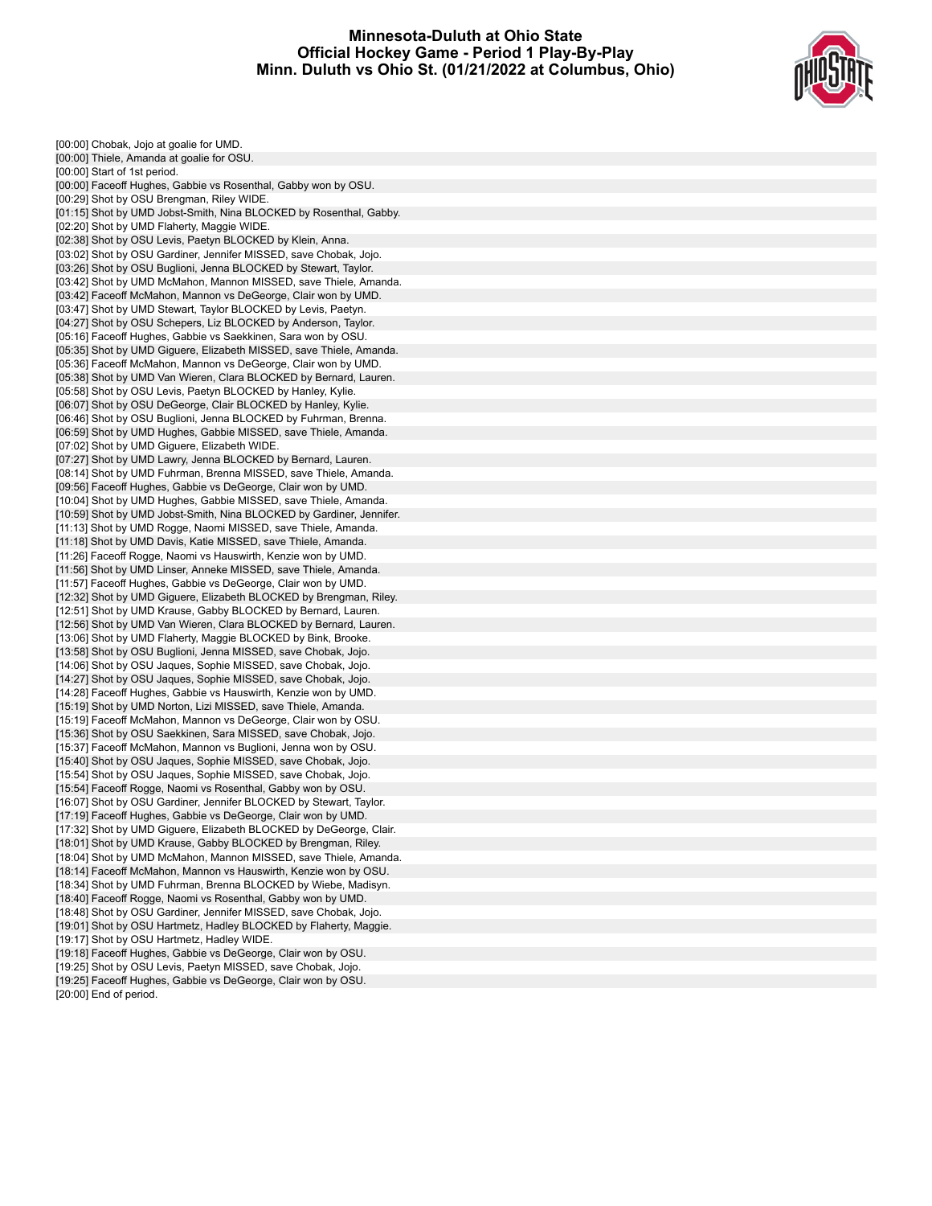# Minnesota-Duluth at Ohio State
## Official Hockey Game - Period 1 Play-By-Play
## Minn. Duluth vs Ohio St. (01/21/2022 at Columbus, Ohio)

[00:00] Chobak, Jojo at goalie for UMD.
[00:00] Thiele, Amanda at goalie for OSU.
[00:00] Start of 1st period.
[00:00] Faceoff Hughes, Gabbie vs Rosenthal, Gabby won by OSU.
[00:29] Shot by OSU Brengman, Riley WIDE.
[01:15] Shot by UMD Jobst-Smith, Nina BLOCKED by Rosenthal, Gabby.
[02:20] Shot by UMD Flaherty, Maggie WIDE.
[02:38] Shot by OSU Levis, Paetyn BLOCKED by Klein, Anna.
[03:02] Shot by OSU Gardiner, Jennifer MISSED, save Chobak, Jojo.
[03:26] Shot by OSU Buglioni, Jenna BLOCKED by Stewart, Taylor.
[03:42] Shot by UMD McMahon, Mannon MISSED, save Thiele, Amanda.
[03:42] Faceoff McMahon, Mannon vs DeGeorge, Clair won by UMD.
[03:47] Shot by UMD Stewart, Taylor BLOCKED by Levis, Paetyn.
[04:27] Shot by OSU Schepers, Liz BLOCKED by Anderson, Taylor.
[05:16] Faceoff Hughes, Gabbie vs Saekkinen, Sara won by OSU.
[05:35] Shot by UMD Giguere, Elizabeth MISSED, save Thiele, Amanda.
[05:36] Faceoff McMahon, Mannon vs DeGeorge, Clair won by UMD.
[05:38] Shot by UMD Van Wieren, Clara BLOCKED by Bernard, Lauren.
[05:58] Shot by OSU Levis, Paetyn BLOCKED by Hanley, Kylie.
[06:07] Shot by OSU DeGeorge, Clair BLOCKED by Hanley, Kylie.
[06:46] Shot by OSU Buglioni, Jenna BLOCKED by Fuhrman, Brenna.
[06:59] Shot by UMD Hughes, Gabbie MISSED, save Thiele, Amanda.
[07:02] Shot by UMD Giguere, Elizabeth WIDE.
[07:27] Shot by UMD Lawry, Jenna BLOCKED by Bernard, Lauren.
[08:14] Shot by UMD Fuhrman, Brenna MISSED, save Thiele, Amanda.
[09:56] Faceoff Hughes, Gabbie vs DeGeorge, Clair won by UMD.
[10:04] Shot by UMD Hughes, Gabbie MISSED, save Thiele, Amanda.
[10:59] Shot by UMD Jobst-Smith, Nina BLOCKED by Gardiner, Jennifer.
[11:13] Shot by UMD Rogge, Naomi MISSED, save Thiele, Amanda.
[11:18] Shot by UMD Davis, Katie MISSED, save Thiele, Amanda.
[11:26] Faceoff Rogge, Naomi vs Hauswirth, Kenzie won by UMD.
[11:56] Shot by UMD Linser, Anneke MISSED, save Thiele, Amanda.
[11:57] Faceoff Hughes, Gabbie vs DeGeorge, Clair won by UMD.
[12:32] Shot by UMD Giguere, Elizabeth BLOCKED by Brengman, Riley.
[12:51] Shot by UMD Krause, Gabby BLOCKED by Bernard, Lauren.
[12:56] Shot by UMD Van Wieren, Clara BLOCKED by Bernard, Lauren.
[13:06] Shot by UMD Flaherty, Maggie BLOCKED by Bink, Brooke.
[13:58] Shot by OSU Buglioni, Jenna MISSED, save Chobak, Jojo.
[14:06] Shot by OSU Jaques, Sophie MISSED, save Chobak, Jojo.
[14:27] Shot by OSU Jaques, Sophie MISSED, save Chobak, Jojo.
[14:28] Faceoff Hughes, Gabbie vs Hauswirth, Kenzie won by UMD.
[15:19] Shot by UMD Norton, Lizi MISSED, save Thiele, Amanda.
[15:19] Faceoff McMahon, Mannon vs DeGeorge, Clair won by OSU.
[15:36] Shot by OSU Saekkinen, Sara MISSED, save Chobak, Jojo.
[15:37] Faceoff McMahon, Mannon vs Buglioni, Jenna won by OSU.
[15:40] Shot by OSU Jaques, Sophie MISSED, save Chobak, Jojo.
[15:54] Shot by OSU Jaques, Sophie MISSED, save Chobak, Jojo.
[15:54] Faceoff Rogge, Naomi vs Rosenthal, Gabby won by OSU.
[16:07] Shot by OSU Gardiner, Jennifer BLOCKED by Stewart, Taylor.
[17:19] Faceoff Hughes, Gabbie vs DeGeorge, Clair won by UMD.
[17:32] Shot by UMD Giguere, Elizabeth BLOCKED by DeGeorge, Clair.
[18:01] Shot by UMD Krause, Gabby BLOCKED by Brengman, Riley.
[18:04] Shot by UMD McMahon, Mannon MISSED, save Thiele, Amanda.
[18:14] Faceoff McMahon, Mannon vs Hauswirth, Kenzie won by OSU.
[18:34] Shot by UMD Fuhrman, Brenna BLOCKED by Wiebe, Madisyn.
[18:40] Faceoff Rogge, Naomi vs Rosenthal, Gabby won by UMD.
[18:48] Shot by OSU Gardiner, Jennifer MISSED, save Chobak, Jojo.
[19:01] Shot by OSU Hartmetz, Hadley BLOCKED by Flaherty, Maggie.
[19:17] Shot by OSU Hartmetz, Hadley WIDE.
[19:18] Faceoff Hughes, Gabbie vs DeGeorge, Clair won by OSU.
[19:25] Shot by OSU Levis, Paetyn MISSED, save Chobak, Jojo.
[19:25] Faceoff Hughes, Gabbie vs DeGeorge, Clair won by OSU.
[20:00] End of period.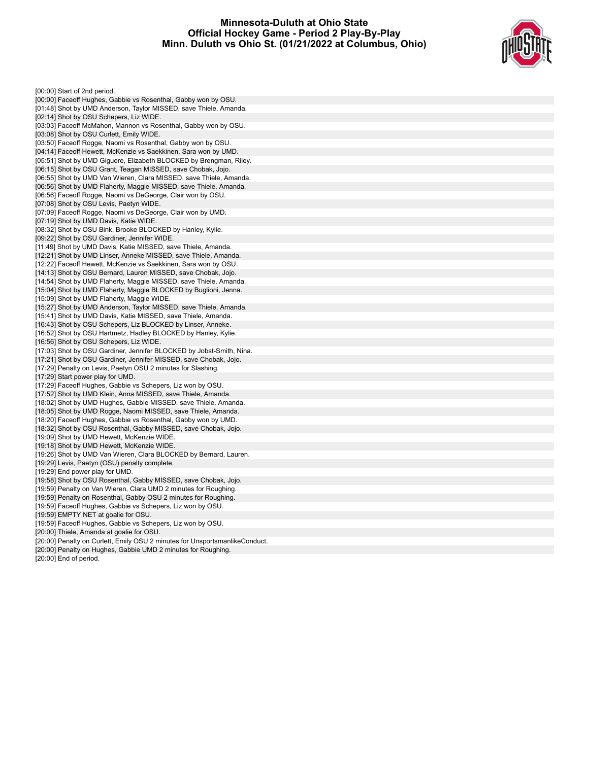# Minnesota-Duluth at Ohio State
## Official Hockey Game - Period 2 Play-By-Play
## Minn. Duluth vs Ohio St. (01/21/2022 at Columbus, Ohio)

[00:00] Start of 2nd period.
[00:00] Faceoff Hughes, Gabbie vs Rosenthal, Gabby won by OSU.
[01:48] Shot by UMD Anderson, Taylor MISSED, save Thiele, Amanda.
[02:14] Shot by OSU Schepers, Liz WIDE.
[03:03] Faceoff McMahon, Mannon vs Rosenthal, Gabby won by OSU.
[03:08] Shot by OSU Curlett, Emily WIDE.
[03:50] Faceoff Rogge, Naomi vs Rosenthal, Gabby won by OSU.
[04:14] Faceoff Hewett, McKenzie vs Saekkinen, Sara won by UMD.
[05:51] Shot by UMD Giguere, Elizabeth BLOCKED by Brengman, Riley.
[06:15] Shot by OSU Grant, Teagan MISSED, save Chobak, Jojo.
[06:55] Shot by UMD Van Wieren, Clara MISSED, save Thiele, Amanda.
[06:56] Shot by UMD Flaherty, Maggie MISSED, save Thiele, Amanda.
[06:56] Faceoff Rogge, Naomi vs DeGeorge, Clair won by OSU.
[07:08] Shot by OSU Levis, Paetyn WIDE.
[07:09] Faceoff Rogge, Naomi vs DeGeorge, Clair won by UMD.
[07:19] Shot by UMD Davis, Katie WIDE.
[08:32] Shot by OSU Bink, Brooke BLOCKED by Hanley, Kylie.
[09:22] Shot by OSU Gardiner, Jennifer WIDE.
[11:49] Shot by UMD Davis, Katie MISSED, save Thiele, Amanda.
[12:21] Shot by UMD Linser, Anneke MISSED, save Thiele, Amanda.
[12:22] Faceoff Hewett, McKenzie vs Saekkinen, Sara won by OSU.
[14:13] Shot by OSU Bernard, Lauren MISSED, save Chobak, Jojo.
[14:54] Shot by UMD Flaherty, Maggie MISSED, save Thiele, Amanda.
[15:04] Shot by UMD Flaherty, Maggie BLOCKED by Buglioni, Jenna.
[15:09] Shot by UMD Flaherty, Maggie WIDE.
[15:27] Shot by UMD Anderson, Taylor MISSED, save Thiele, Amanda.
[15:41] Shot by UMD Davis, Katie MISSED, save Thiele, Amanda.
[16:43] Shot by OSU Schepers, Liz BLOCKED by Linser, Anneke.
[16:52] Shot by OSU Hartmetz, Hadley BLOCKED by Hanley, Kylie.
[16:56] Shot by OSU Schepers, Liz WIDE.
[17:03] Shot by OSU Gardiner, Jennifer BLOCKED by Jobst-Smith, Nina.
[17:21] Shot by OSU Gardiner, Jennifer MISSED, save Chobak, Jojo.
[17:29] Penalty on Levis, Paetyn OSU 2 minutes for Slashing.
[17:29] Start power play for UMD.
[17:29] Faceoff Hughes, Gabbie vs Schepers, Liz won by OSU.
[17:52] Shot by UMD Klein, Anna MISSED, save Thiele, Amanda.
[18:02] Shot by UMD Hughes, Gabbie MISSED, save Thiele, Amanda.
[18:05] Shot by UMD Rogge, Naomi MISSED, save Thiele, Amanda.
[18:20] Faceoff Hughes, Gabbie vs Rosenthal, Gabby won by UMD.
[18:32] Shot by OSU Rosenthal, Gabby MISSED, save Chobak, Jojo.
[19:09] Shot by UMD Hewett, McKenzie WIDE.
[19:18] Shot by UMD Hewett, McKenzie WIDE.
[19:26] Shot by UMD Van Wieren, Clara BLOCKED by Bernard, Lauren.
[19:29] Levis, Paetyn (OSU) penalty complete.
[19:29] End power play for UMD.
[19:58] Shot by OSU Rosenthal, Gabby MISSED, save Chobak, Jojo.
[19:59] Penalty on Van Wieren, Clara UMD 2 minutes for Roughing.
[19:59] Penalty on Rosenthal, Gabby OSU 2 minutes for Roughing.
[19:59] Faceoff Hughes, Gabbie vs Schepers, Liz won by OSU.
[19:59] EMPTY NET at goalie for OSU.
[19:59] Faceoff Hughes, Gabbie vs Schepers, Liz won by OSU.
[20:00] Thiele, Amanda at goalie for OSU.
[20:00] Penalty on Curlett, Emily OSU 2 minutes for UnsportsmanlikeConduct.
[20:00] Penalty on Hughes, Gabbie UMD 2 minutes for Roughing.
[20:00] End of period.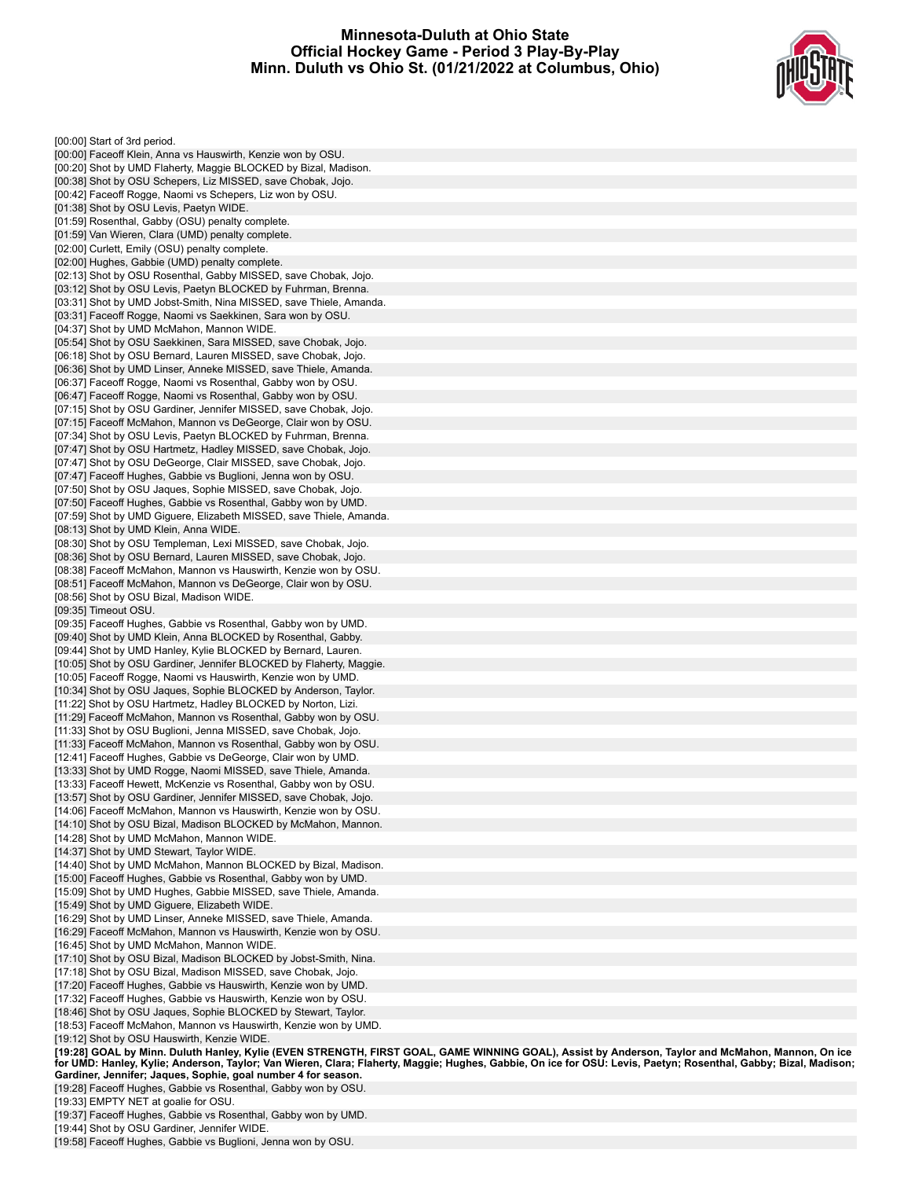# Minnesota-Duluth at Ohio State
## Official Hockey Game - Period 3 Play-By-Play
## Minn. Duluth vs Ohio St. (01/21/2022 at Columbus, Ohio)

[00:00] Start of 3rd period.
[00:00] Faceoff Klein, Anna vs Hauswirth, Kenzie won by OSU.
[00:20] Shot by UMD Flaherty, Maggie BLOCKED by Bizal, Madison.
[00:38] Shot by OSU Schepers, Liz MISSED, save Chobak, Jojo.
[00:42] Faceoff Rogge, Naomi vs Schepers, Liz won by OSU.
[01:38] Shot by OSU Levis, Paetyn WIDE.
[01:59] Rosenthal, Gabby (OSU) penalty complete.
[01:59] Van Wieren, Clara (UMD) penalty complete.
[02:00] Curlett, Emily (OSU) penalty complete.
[02:00] Hughes, Gabbie (UMD) penalty complete.
[02:13] Shot by OSU Rosenthal, Gabby MISSED, save Chobak, Jojo.
[03:12] Shot by OSU Levis, Paetyn BLOCKED by Fuhrman, Brenna.
[03:31] Shot by UMD Jobst-Smith, Nina MISSED, save Thiele, Amanda.
[03:31] Faceoff Rogge, Naomi vs Saekkinen, Sara won by OSU.
[04:37] Shot by UMD McMahon, Mannon WIDE.
[05:54] Shot by OSU Saekkinen, Sara MISSED, save Chobak, Jojo.
[06:18] Shot by OSU Bernard, Lauren MISSED, save Chobak, Jojo.
[06:36] Shot by UMD Linser, Anneke MISSED, save Thiele, Amanda.
[06:37] Faceoff Rogge, Naomi vs Rosenthal, Gabby won by OSU.
[06:47] Faceoff Rogge, Naomi vs Rosenthal, Gabby won by OSU.
[07:15] Shot by OSU Gardiner, Jennifer MISSED, save Chobak, Jojo.
[07:15] Faceoff McMahon, Mannon vs DeGeorge, Clair won by OSU.
[07:34] Shot by OSU Levis, Paetyn BLOCKED by Fuhrman, Brenna.
[07:47] Shot by OSU Hartmetz, Hadley MISSED, save Chobak, Jojo.
[07:47] Shot by OSU DeGeorge, Clair MISSED, save Chobak, Jojo.
[07:47] Faceoff Hughes, Gabbie vs Buglioni, Jenna won by OSU.
[07:50] Shot by OSU Jaques, Sophie MISSED, save Chobak, Jojo.
[07:50] Faceoff Hughes, Gabbie vs Rosenthal, Gabby won by UMD.
[07:59] Shot by UMD Giguere, Elizabeth MISSED, save Thiele, Amanda.
[08:13] Shot by UMD Klein, Anna WIDE.
[08:30] Shot by OSU Templeman, Lexi MISSED, save Chobak, Jojo.
[08:36] Shot by OSU Bernard, Lauren MISSED, save Chobak, Jojo.
[08:38] Faceoff McMahon, Mannon vs Hauswirth, Kenzie won by OSU.
[08:51] Faceoff McMahon, Mannon vs DeGeorge, Clair won by OSU.
[08:56] Shot by OSU Bizal, Madison WIDE.
[09:35] Timeout OSU.
[09:35] Faceoff Hughes, Gabbie vs Rosenthal, Gabby won by UMD.
[09:40] Shot by UMD Klein, Anna BLOCKED by Rosenthal, Gabby.
[09:44] Shot by UMD Hanley, Kylie BLOCKED by Bernard, Lauren.
[10:05] Shot by OSU Gardiner, Jennifer BLOCKED by Flaherty, Maggie.
[10:05] Faceoff Rogge, Naomi vs Hauswirth, Kenzie won by UMD.
[10:34] Shot by OSU Jaques, Sophie BLOCKED by Anderson, Taylor.
[11:22] Shot by OSU Hartmetz, Hadley BLOCKED by Norton, Lizi.
[11:29] Faceoff McMahon, Mannon vs Rosenthal, Gabby won by OSU.
[11:33] Shot by OSU Buglioni, Jenna MISSED, save Chobak, Jojo.
[11:33] Faceoff McMahon, Mannon vs Rosenthal, Gabby won by OSU.
[12:41] Faceoff Hughes, Gabbie vs DeGeorge, Clair won by UMD.
[13:33] Shot by UMD Rogge, Naomi MISSED, save Thiele, Amanda.
[13:33] Faceoff Hewett, McKenzie vs Rosenthal, Gabby won by OSU.
[13:57] Shot by OSU Gardiner, Jennifer MISSED, save Chobak, Jojo.
[14:06] Faceoff McMahon, Mannon vs Hauswirth, Kenzie won by OSU.
[14:10] Shot by OSU Bizal, Madison BLOCKED by McMahon, Mannon.
[14:28] Shot by UMD McMahon, Mannon WIDE.
[14:37] Shot by UMD Stewart, Taylor WIDE.
[14:40] Shot by UMD McMahon, Mannon BLOCKED by Bizal, Madison.
[15:00] Faceoff Hughes, Gabbie vs Rosenthal, Gabby won by UMD.
[15:09] Shot by UMD Hughes, Gabbie MISSED, save Thiele, Amanda.
[15:49] Shot by UMD Giguere, Elizabeth WIDE.
[16:29] Shot by UMD Linser, Anneke MISSED, save Thiele, Amanda.
[16:29] Faceoff McMahon, Mannon vs Hauswirth, Kenzie won by OSU.
[16:45] Shot by UMD McMahon, Mannon WIDE.
[17:10] Shot by OSU Bizal, Madison BLOCKED by Jobst-Smith, Nina.
[17:18] Shot by OSU Bizal, Madison MISSED, save Chobak, Jojo.
[17:20] Faceoff Hughes, Gabbie vs Hauswirth, Kenzie won by UMD.
[17:32] Faceoff Hughes, Gabbie vs Hauswirth, Kenzie won by OSU.
[18:46] Shot by OSU Jaques, Sophie BLOCKED by Stewart, Taylor.
[18:53] Faceoff McMahon, Mannon vs Hauswirth, Kenzie won by UMD.
[19:12] Shot by OSU Hauswirth, Kenzie WIDE.
**[19:28] GOAL by Minn. Duluth Hanley, Kylie (EVEN STRENGTH, FIRST GOAL, GAME WINNING GOAL), Assist by Anderson, Taylor and McMahon, Mannon, On ice for UMD: Hanley, Kylie; Anderson, Taylor; Van Wieren, Clara; Flaherty, Maggie; Hughes, Gabbie, On ice for OSU: Levis, Paetyn; Rosenthal, Gabby; Bizal, Madison; Gardiner, Jennifer; Jaques, Sophie, goal number 4 for season.**
[19:28] Faceoff Hughes, Gabbie vs Rosenthal, Gabby won by OSU.
[19:33] EMPTY NET at goalie for OSU.
[19:37] Faceoff Hughes, Gabbie vs Rosenthal, Gabby won by UMD.
[19:44] Shot by OSU Gardiner, Jennifer WIDE.
[19:58] Faceoff Hughes, Gabbie vs Buglioni, Jenna won by OSU.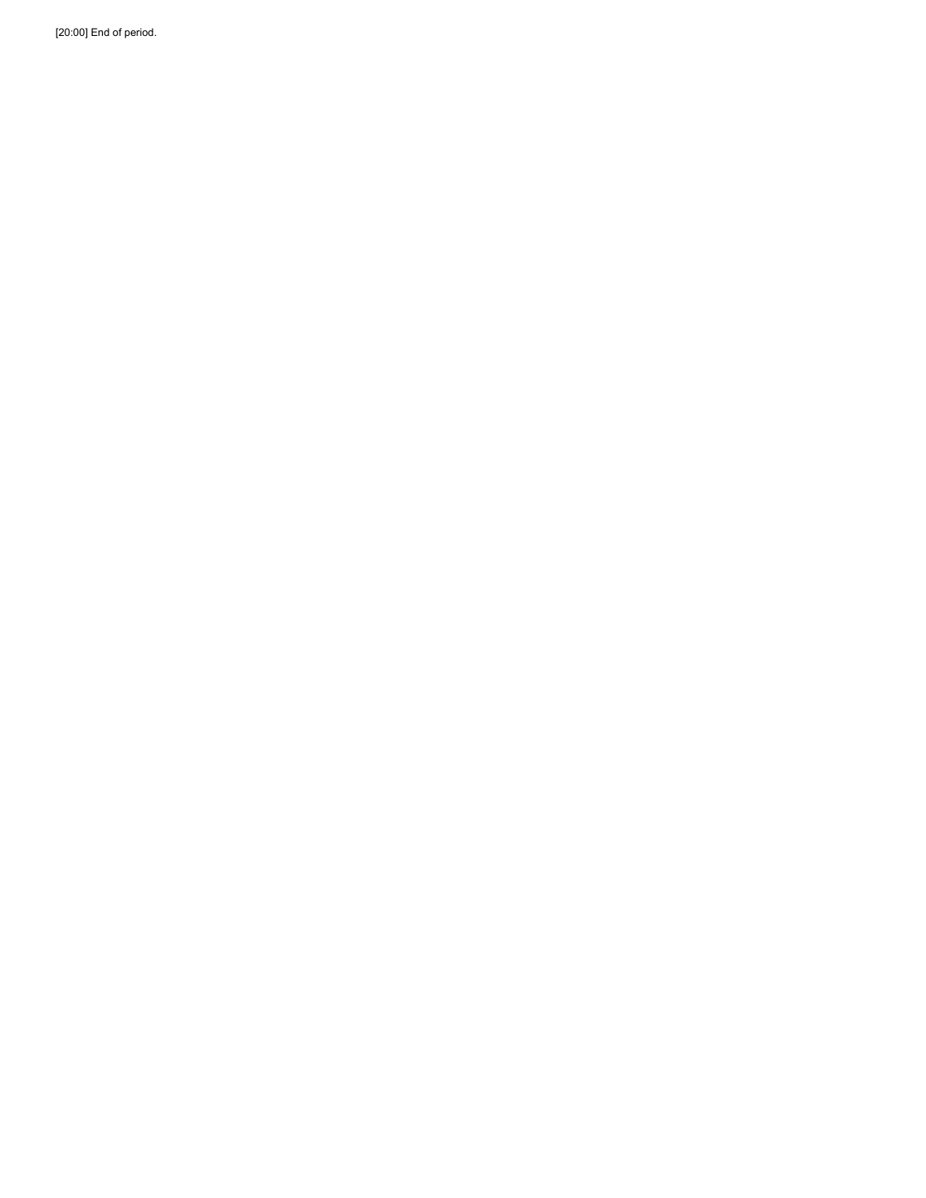[20:00] End of period.